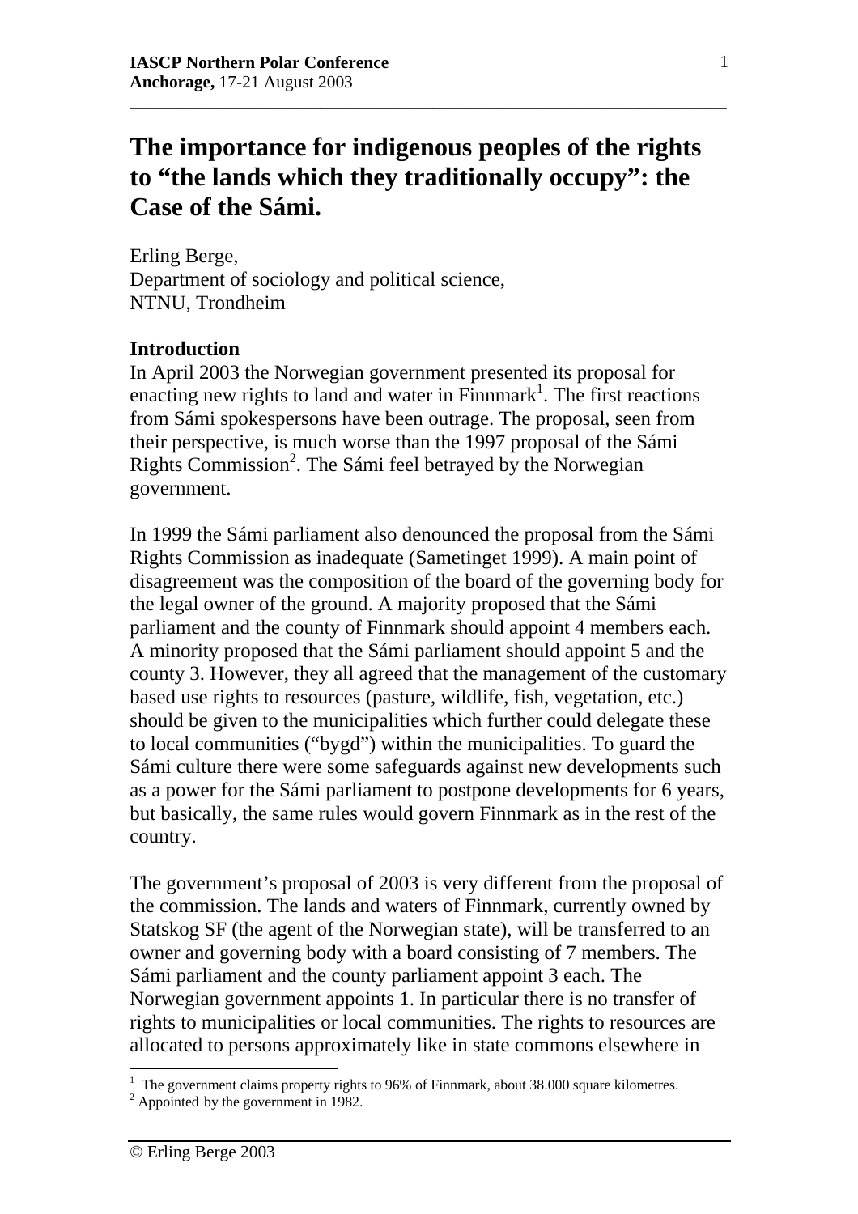# The importance for indigenous peoples of the rights to "the lands which they traditionally occupy": the Case of the Sámi.

Erling Berge,
Department of sociology and political science,
NTNU, Trondheim

## Introduction

In April 2003 the Norwegian government presented its proposal for enacting new rights to land and water in Finnmark[1]. The first reactions from Sámi spokespersons have been outrage. The proposal, seen from their perspective, is much worse than the 1997 proposal of the Sámi Rights Commission[2]. The Sámi feel betrayed by the Norwegian government.

In 1999 the Sámi parliament also denounced the proposal from the Sámi Rights Commission as inadequate (Sametinget 1999). A main point of disagreement was the composition of the board of the governing body for the legal owner of the ground. A majority proposed that the Sámi parliament and the county of Finnmark should appoint 4 members each. A minority proposed that the Sámi parliament should appoint 5 and the county 3. However, they all agreed that the management of the customary based use rights to resources (pasture, wildlife, fish, vegetation, etc.) should be given to the municipalities which further could delegate these to local communities ("bygd") within the municipalities. To guard the Sámi culture there were some safeguards against new developments such as a power for the Sámi parliament to postpone developments for 6 years, but basically, the same rules would govern Finnmark as in the rest of the country.

The government's proposal of 2003 is very different from the proposal of the commission. The lands and waters of Finnmark, currently owned by Statskog SF (the agent of the Norwegian state), will be transferred to an owner and governing body with a board consisting of 7 members. The Sámi parliament and the county parliament appoint 3 each. The Norwegian government appoints 1. In particular there is no transfer of rights to municipalities or local communities. The rights to resources are allocated to persons approximately like in state commons elsewhere in

---

[1] The government claims property rights to 96% of Finnmark, about 38.000 square kilometres.

[2] Appointed by the government in 1982.

© Erling Berge 2003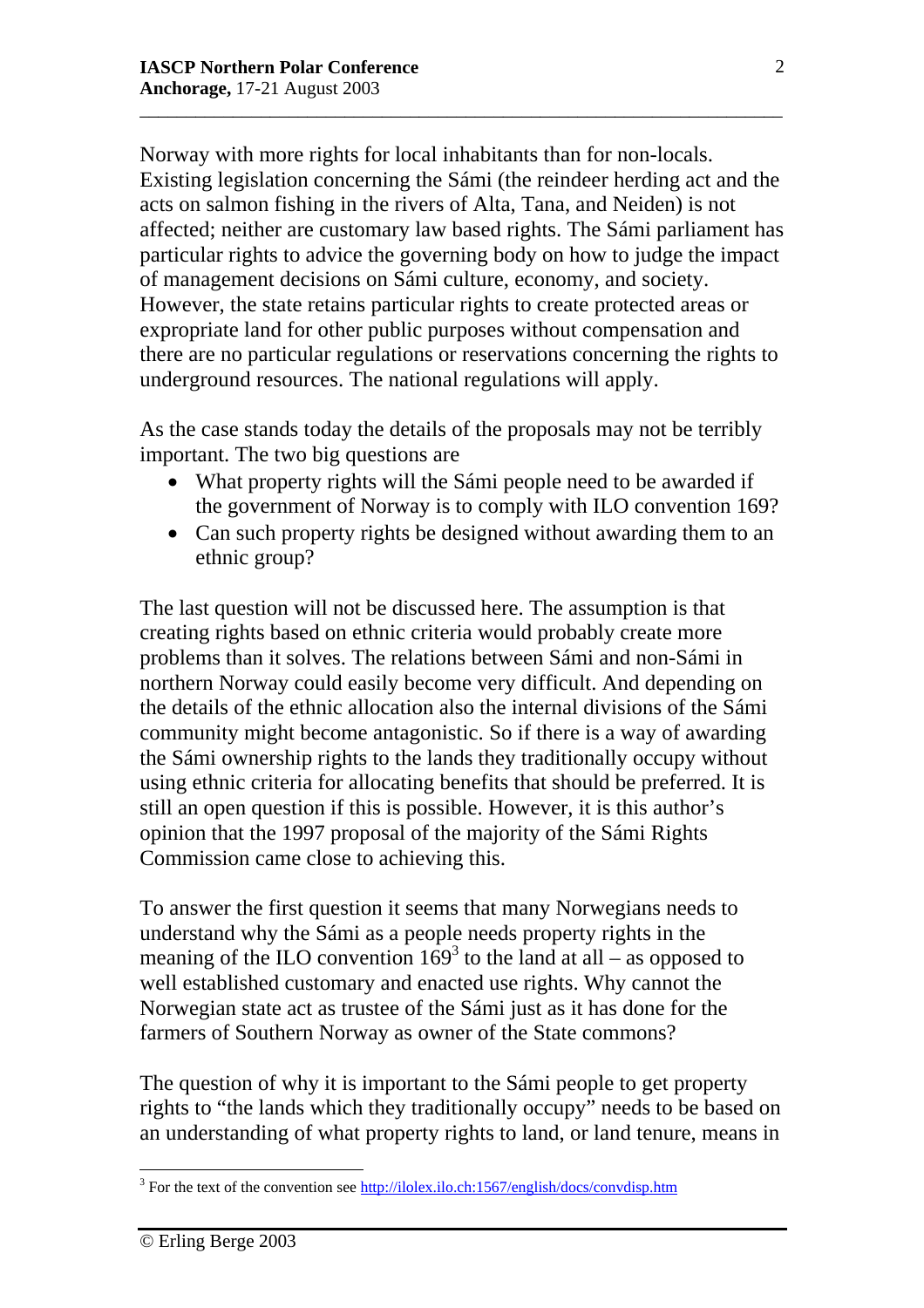Norway with more rights for local inhabitants than for non-locals. Existing legislation concerning the Sámi (the reindeer herding act and the acts on salmon fishing in the rivers of Alta, Tana, and Neiden) is not affected; neither are customary law based rights. The Sámi parliament has particular rights to advice the governing body on how to judge the impact of management decisions on Sámi culture, economy, and society. However, the state retains particular rights to create protected areas or expropriate land for other public purposes without compensation and there are no particular regulations or reservations concerning the rights to underground resources. The national regulations will apply.

As the case stands today the details of the proposals may not be terribly important. The two big questions are

- What property rights will the Sámi people need to be awarded if the government of Norway is to comply with ILO convention 169?
- Can such property rights be designed without awarding them to an ethnic group?

The last question will not be discussed here. The assumption is that creating rights based on ethnic criteria would probably create more problems than it solves. The relations between Sámi and non-Sámi in northern Norway could easily become very difficult. And depending on the details of the ethnic allocation also the internal divisions of the Sámi community might become antagonistic. So if there is a way of awarding the Sámi ownership rights to the lands they traditionally occupy without using ethnic criteria for allocating benefits that should be preferred. It is still an open question if this is possible. However, it is this author's opinion that the 1997 proposal of the majority of the Sámi Rights Commission came close to achieving this.

To answer the first question it seems that many Norwegians needs to understand why the Sámi as a people needs property rights in the meaning of the ILO convention 169[3] to the land at all – as opposed to well established customary and enacted use rights. Why cannot the Norwegian state act as trustee of the Sámi just as it has done for the farmers of Southern Norway as owner of the State commons?

The question of why it is important to the Sámi people to get property rights to "the lands which they traditionally occupy" needs to be based on an understanding of what property rights to land, or land tenure, means in

[3] For the text of the convention see http://ilolex.ilo.ch:1567/english/docs/convdisp.htm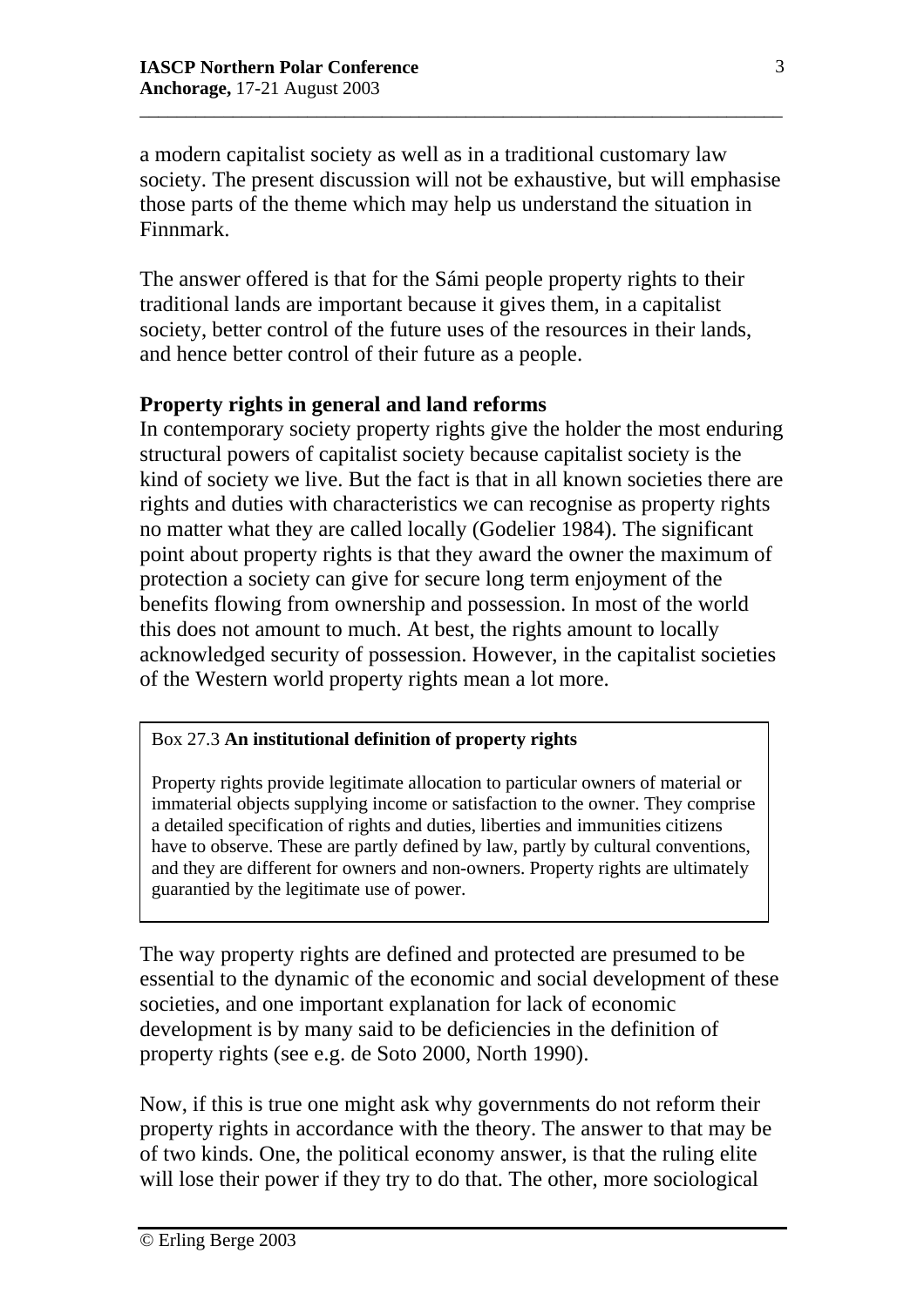a modern capitalist society as well as in a traditional customary law society. The present discussion will not be exhaustive, but will emphasise those parts of the theme which may help us understand the situation in Finnmark.

The answer offered is that for the Sámi people property rights to their traditional lands are important because it gives them, in a capitalist society, better control of the future uses of the resources in their lands, and hence better control of their future as a people.

## Property rights in general and land reforms

In contemporary society property rights give the holder the most enduring structural powers of capitalist society because capitalist society is the kind of society we live. But the fact is that in all known societies there are rights and duties with characteristics we can recognise as property rights no matter what they are called locally (Godelier 1984). The significant point about property rights is that they award the owner the maximum of protection a society can give for secure long term enjoyment of the benefits flowing from ownership and possession. In most of the world this does not amount to much. At best, the rights amount to locally acknowledged security of possession. However, in the capitalist societies of the Western world property rights mean a lot more.

> Box 27.3 **An institutional definition of property rights**
>
> Property rights provide legitimate allocation to particular owners of material or immaterial objects supplying income or satisfaction to the owner. They comprise a detailed specification of rights and duties, liberties and immunities citizens have to observe. These are partly defined by law, partly by cultural conventions, and they are different for owners and non-owners. Property rights are ultimately guarantied by the legitimate use of power.

The way property rights are defined and protected are presumed to be essential to the dynamic of the economic and social development of these societies, and one important explanation for lack of economic development is by many said to be deficiencies in the definition of property rights (see e.g. de Soto 2000, North 1990).

Now, if this is true one might ask why governments do not reform their property rights in accordance with the theory. The answer to that may be of two kinds. One, the political economy answer, is that the ruling elite will lose their power if they try to do that. The other, more sociological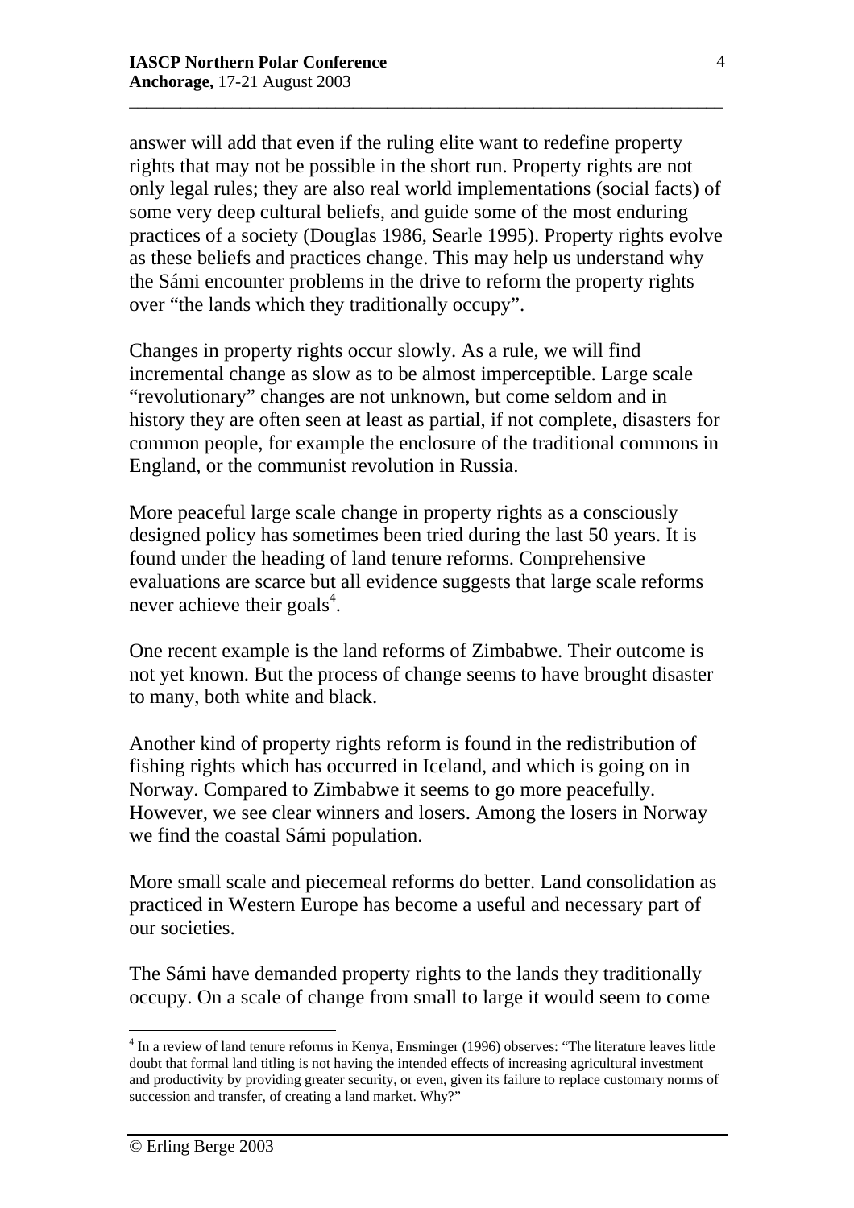answer will add that even if the ruling elite want to redefine property rights that may not be possible in the short run. Property rights are not only legal rules; they are also real world implementations (social facts) of some very deep cultural beliefs, and guide some of the most enduring practices of a society (Douglas 1986, Searle 1995). Property rights evolve as these beliefs and practices change. This may help us understand why the Sámi encounter problems in the drive to reform the property rights over "the lands which they traditionally occupy".

Changes in property rights occur slowly. As a rule, we will find incremental change as slow as to be almost imperceptible. Large scale "revolutionary" changes are not unknown, but come seldom and in history they are often seen at least as partial, if not complete, disasters for common people, for example the enclosure of the traditional commons in England, or the communist revolution in Russia.

More peaceful large scale change in property rights as a consciously designed policy has sometimes been tried during the last 50 years. It is found under the heading of land tenure reforms. Comprehensive evaluations are scarce but all evidence suggests that large scale reforms never achieve their goals[4].

One recent example is the land reforms of Zimbabwe. Their outcome is not yet known. But the process of change seems to have brought disaster to many, both white and black.

Another kind of property rights reform is found in the redistribution of fishing rights which has occurred in Iceland, and which is going on in Norway. Compared to Zimbabwe it seems to go more peacefully. However, we see clear winners and losers. Among the losers in Norway we find the coastal Sámi population.

More small scale and piecemeal reforms do better. Land consolidation as practiced in Western Europe has become a useful and necessary part of our societies.

The Sámi have demanded property rights to the lands they traditionally occupy. On a scale of change from small to large it would seem to come

[4] In a review of land tenure reforms in Kenya, Ensminger (1996) observes: "The literature leaves little doubt that formal land titling is not having the intended effects of increasing agricultural investment and productivity by providing greater security, or even, given its failure to replace customary norms of succession and transfer, of creating a land market. Why?"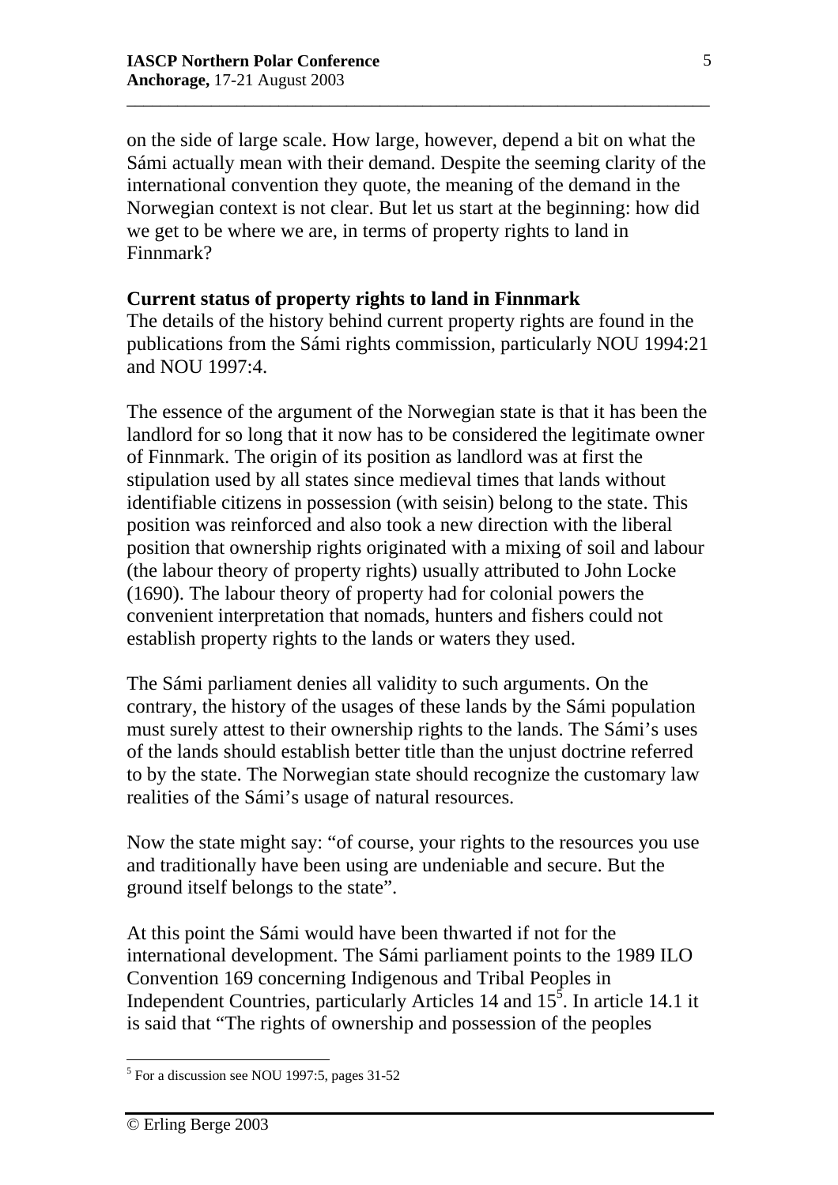on the side of large scale. How large, however, depend a bit on what the Sámi actually mean with their demand. Despite the seeming clarity of the international convention they quote, the meaning of the demand in the Norwegian context is not clear. But let us start at the beginning: how did we get to be where we are, in terms of property rights to land in Finnmark?

## Current status of property rights to land in Finnmark

The details of the history behind current property rights are found in the publications from the Sámi rights commission, particularly NOU 1994:21 and NOU 1997:4.

The essence of the argument of the Norwegian state is that it has been the landlord for so long that it now has to be considered the legitimate owner of Finnmark. The origin of its position as landlord was at first the stipulation used by all states since medieval times that lands without identifiable citizens in possession (with seisin) belong to the state. This position was reinforced and also took a new direction with the liberal position that ownership rights originated with a mixing of soil and labour (the labour theory of property rights) usually attributed to John Locke (1690). The labour theory of property had for colonial powers the convenient interpretation that nomads, hunters and fishers could not establish property rights to the lands or waters they used.

The Sámi parliament denies all validity to such arguments. On the contrary, the history of the usages of these lands by the Sámi population must surely attest to their ownership rights to the lands. The Sámi's uses of the lands should establish better title than the unjust doctrine referred to by the state. The Norwegian state should recognize the customary law realities of the Sámi's usage of natural resources.

Now the state might say: "of course, your rights to the resources you use and traditionally have been using are undeniable and secure. But the ground itself belongs to the state".

At this point the Sámi would have been thwarted if not for the international development. The Sámi parliament points to the 1989 ILO Convention 169 concerning Indigenous and Tribal Peoples in Independent Countries, particularly Articles 14 and 15[5]. In article 14.1 it is said that "The rights of ownership and possession of the peoples

[5] For a discussion see NOU 1997:5, pages 31-52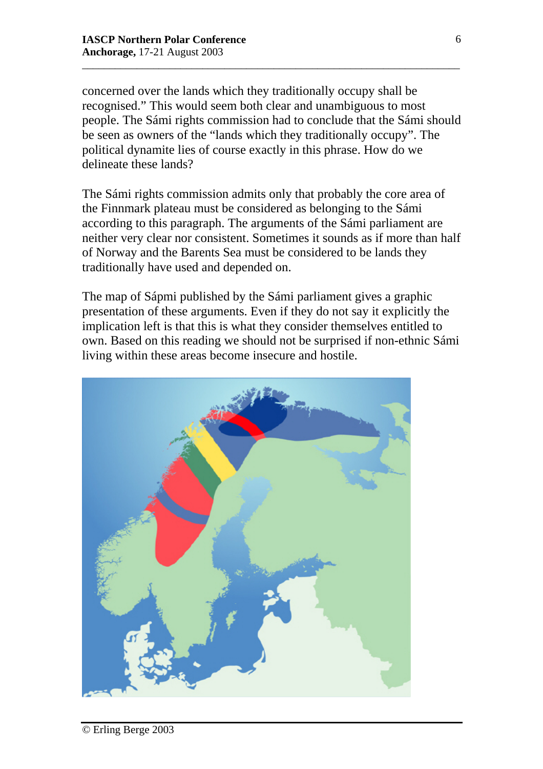concerned over the lands which they traditionally occupy shall be recognised." This would seem both clear and unambiguous to most people. The Sámi rights commission had to conclude that the Sámi should be seen as owners of the "lands which they traditionally occupy". The political dynamite lies of course exactly in this phrase. How do we delineate these lands?

The Sámi rights commission admits only that probably the core area of the Finnmark plateau must be considered as belonging to the Sámi according to this paragraph. The arguments of the Sámi parliament are neither very clear nor consistent. Sometimes it sounds as if more than half of Norway and the Barents Sea must be considered to be lands they traditionally have used and depended on.

The map of Sápmi published by the Sámi parliament gives a graphic presentation of these arguments. Even if they do not say it explicitly the implication left is that this is what they consider themselves entitled to own. Based on this reading we should not be surprised if non-ethnic Sámi living within these areas become insecure and hostile.

© Erling Berge 2003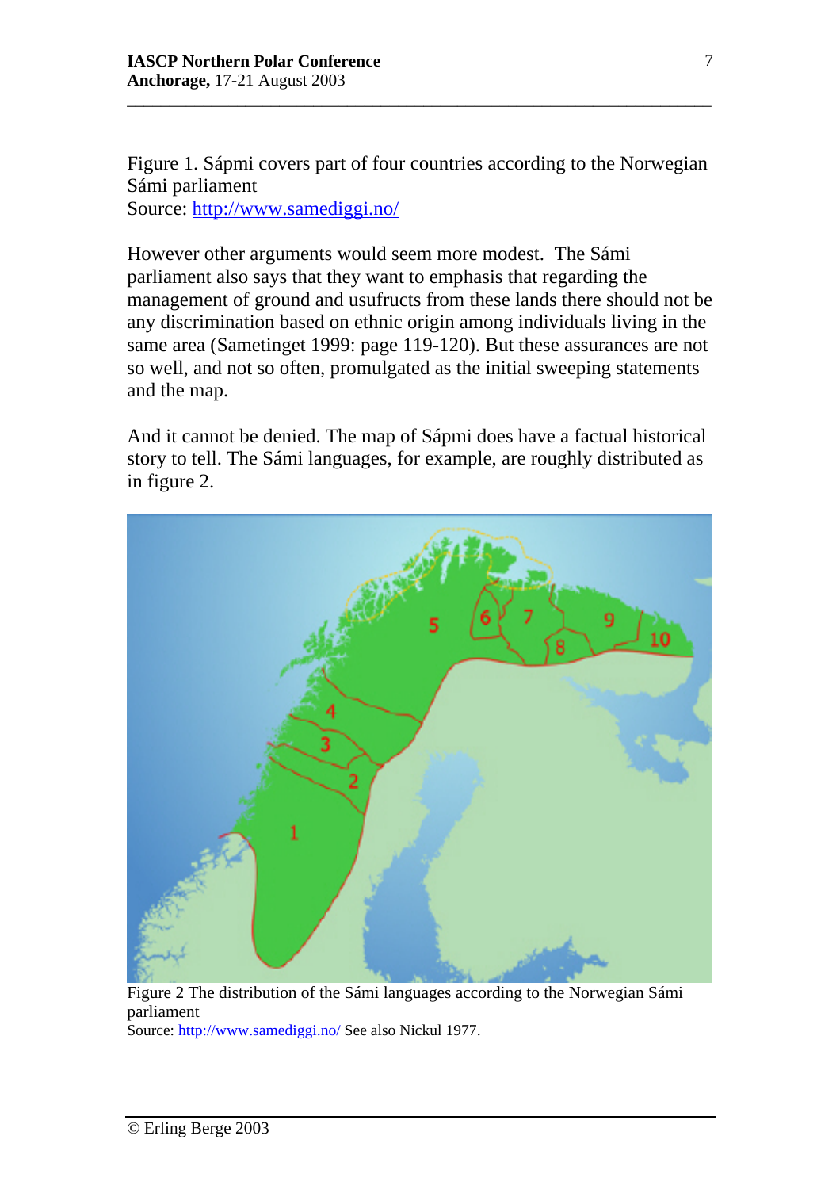Figure 1. Sápmi covers part of four countries according to the Norwegian Sámi parliament
Source: http://www.samediggi.no/

However other arguments would seem more modest. The Sámi parliament also says that they want to emphasis that regarding the management of ground and usufructs from these lands there should not be any discrimination based on ethnic origin among individuals living in the same area (Sametinget 1999: page 119-120). But these assurances are not so well, and not so often, promulgated as the initial sweeping statements and the map.

And it cannot be denied. The map of Sápmi does have a factual historical story to tell. The Sámi languages, for example, are roughly distributed as in figure 2.

Figure 2 The distribution of the Sámi languages according to the Norwegian Sámi parliament
Source: http://www.samediggi.no/ See also Nickul 1977.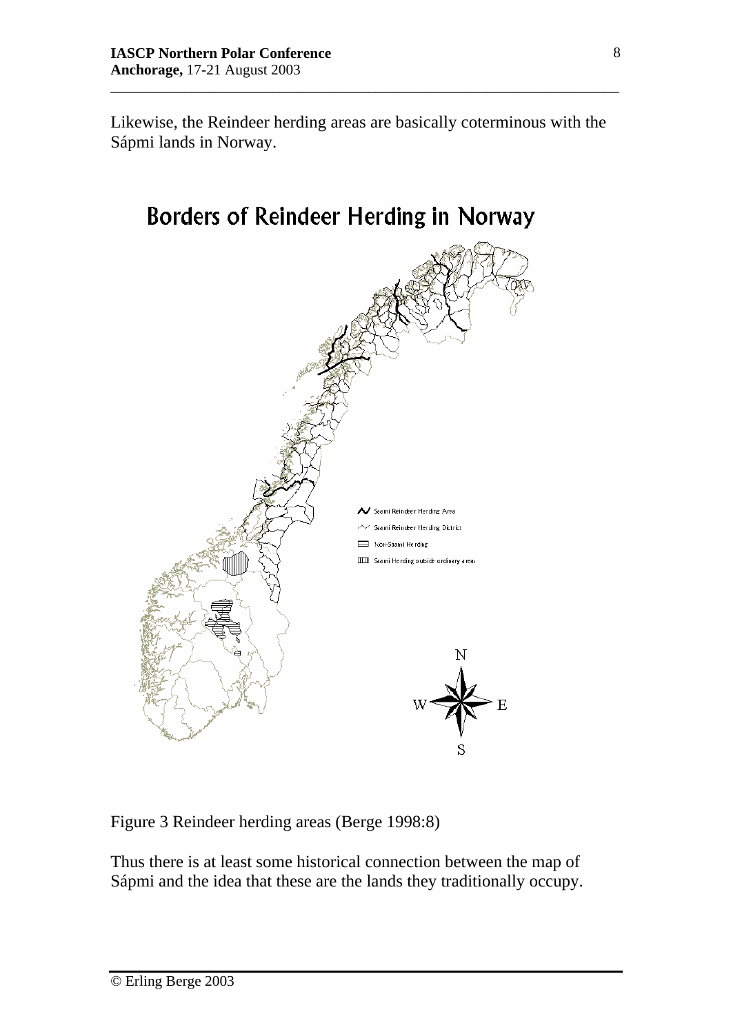Likewise, the Reindeer herding areas are basically coterminous with the Sápmi lands in Norway.

Figure 3 Reindeer herding areas (Berge 1998:8)

Thus there is at least some historical connection between the map of Sápmi and the idea that these are the lands they traditionally occupy.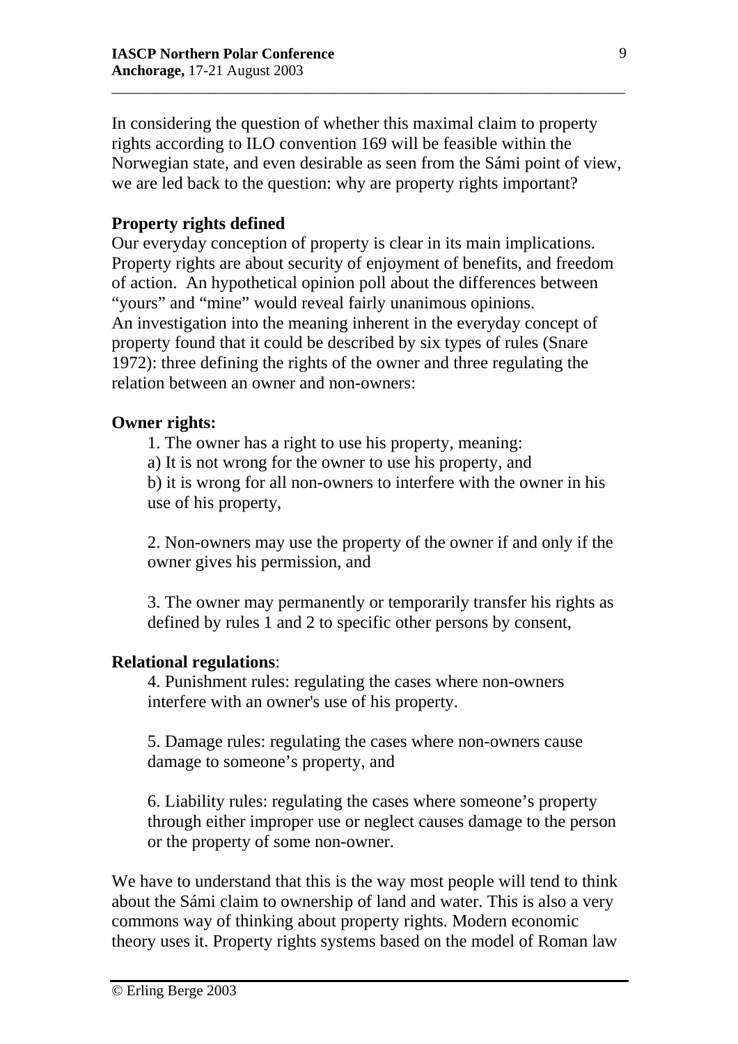In considering the question of whether this maximal claim to property rights according to ILO convention 169 will be feasible within the Norwegian state, and even desirable as seen from the Sámi point of view, we are led back to the question: why are property rights important?

**Property rights defined**

Our everyday conception of property is clear in its main implications. Property rights are about security of enjoyment of benefits, and freedom of action. An hypothetical opinion poll about the differences between "yours" and "mine" would reveal fairly unanimous opinions.
An investigation into the meaning inherent in the everyday concept of property found that it could be described by six types of rules (Snare 1972): three defining the rights of the owner and three regulating the relation between an owner and non-owners:

**Owner rights:**

1. The owner has a right to use his property, meaning:
a) It is not wrong for the owner to use his property, and
b) it is wrong for all non-owners to interfere with the owner in his use of his property,

2. Non-owners may use the property of the owner if and only if the owner gives his permission, and

3. The owner may permanently or temporarily transfer his rights as defined by rules 1 and 2 to specific other persons by consent,

**Relational regulations**:

4. Punishment rules: regulating the cases where non-owners interfere with an owner's use of his property.

5. Damage rules: regulating the cases where non-owners cause damage to someone's property, and

6. Liability rules: regulating the cases where someone's property through either improper use or neglect causes damage to the person or the property of some non-owner.

We have to understand that this is the way most people will tend to think about the Sámi claim to ownership of land and water. This is also a very commons way of thinking about property rights. Modern economic theory uses it. Property rights systems based on the model of Roman law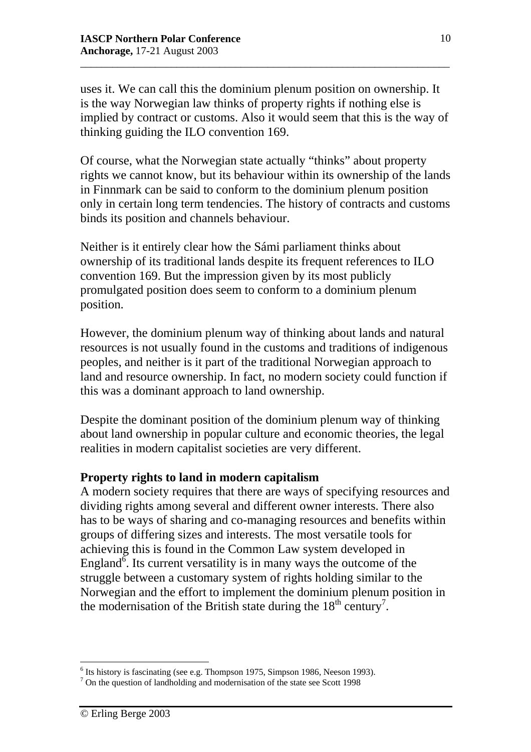uses it. We can call this the dominium plenum position on ownership. It is the way Norwegian law thinks of property rights if nothing else is implied by contract or customs. Also it would seem that this is the way of thinking guiding the ILO convention 169.

Of course, what the Norwegian state actually "thinks" about property rights we cannot know, but its behaviour within its ownership of the lands in Finnmark can be said to conform to the dominium plenum position only in certain long term tendencies. The history of contracts and customs binds its position and channels behaviour.

Neither is it entirely clear how the Sámi parliament thinks about ownership of its traditional lands despite its frequent references to ILO convention 169. But the impression given by its most publicly promulgated position does seem to conform to a dominium plenum position.

However, the dominium plenum way of thinking about lands and natural resources is not usually found in the customs and traditions of indigenous peoples, and neither is it part of the traditional Norwegian approach to land and resource ownership. In fact, no modern society could function if this was a dominant approach to land ownership.

Despite the dominant position of the dominium plenum way of thinking about land ownership in popular culture and economic theories, the legal realities in modern capitalist societies are very different.

## Property rights to land in modern capitalism

A modern society requires that there are ways of specifying resources and dividing rights among several and different owner interests. There also has to be ways of sharing and co-managing resources and benefits within groups of differing sizes and interests. The most versatile tools for achieving this is found in the Common Law system developed in England[6]. Its current versatility is in many ways the outcome of the struggle between a customary system of rights holding similar to the Norwegian and the effort to implement the dominium plenum position in the modernisation of the British state during the 18th century[7].

[6] Its history is fascinating (see e.g. Thompson 1975, Simpson 1986, Neeson 1993).

[7] On the question of landholding and modernisation of the state see Scott 1998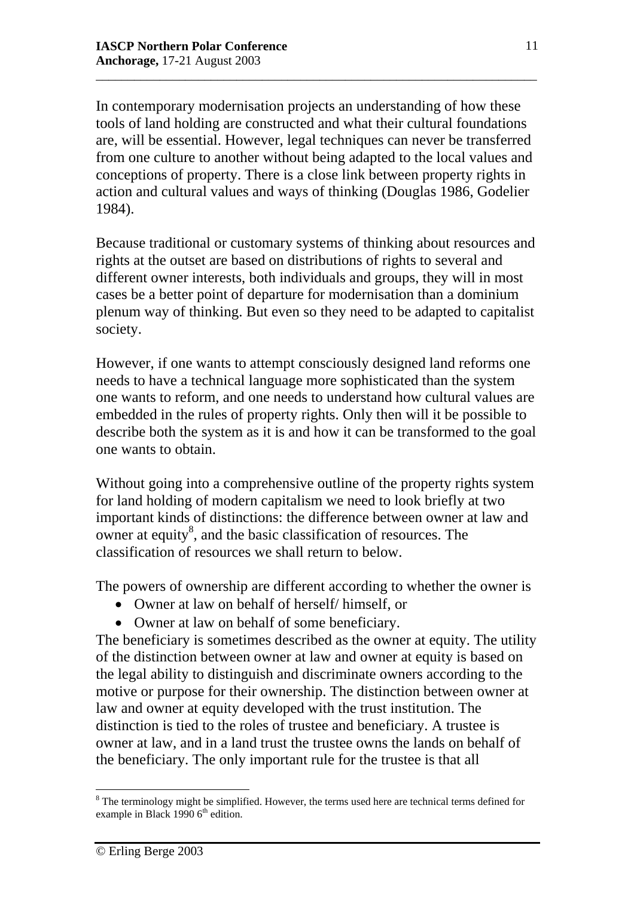In contemporary modernisation projects an understanding of how these tools of land holding are constructed and what their cultural foundations are, will be essential. However, legal techniques can never be transferred from one culture to another without being adapted to the local values and conceptions of property. There is a close link between property rights in action and cultural values and ways of thinking (Douglas 1986, Godelier 1984).

Because traditional or customary systems of thinking about resources and rights at the outset are based on distributions of rights to several and different owner interests, both individuals and groups, they will in most cases be a better point of departure for modernisation than a dominium plenum way of thinking. But even so they need to be adapted to capitalist society.

However, if one wants to attempt consciously designed land reforms one needs to have a technical language more sophisticated than the system one wants to reform, and one needs to understand how cultural values are embedded in the rules of property rights. Only then will it be possible to describe both the system as it is and how it can be transformed to the goal one wants to obtain.

Without going into a comprehensive outline of the property rights system for land holding of modern capitalism we need to look briefly at two important kinds of distinctions: the difference between owner at law and owner at equity[8], and the basic classification of resources. The classification of resources we shall return to below.

The powers of ownership are different according to whether the owner is

- Owner at law on behalf of herself/ himself, or
- Owner at law on behalf of some beneficiary.

The beneficiary is sometimes described as the owner at equity. The utility of the distinction between owner at law and owner at equity is based on the legal ability to distinguish and discriminate owners according to the motive or purpose for their ownership. The distinction between owner at law and owner at equity developed with the trust institution. The distinction is tied to the roles of trustee and beneficiary. A trustee is owner at law, and in a land trust the trustee owns the lands on behalf of the beneficiary. The only important rule for the trustee is that all

---

[8] The terminology might be simplified. However, the terms used here are technical terms defined for example in Black 1990 6th edition.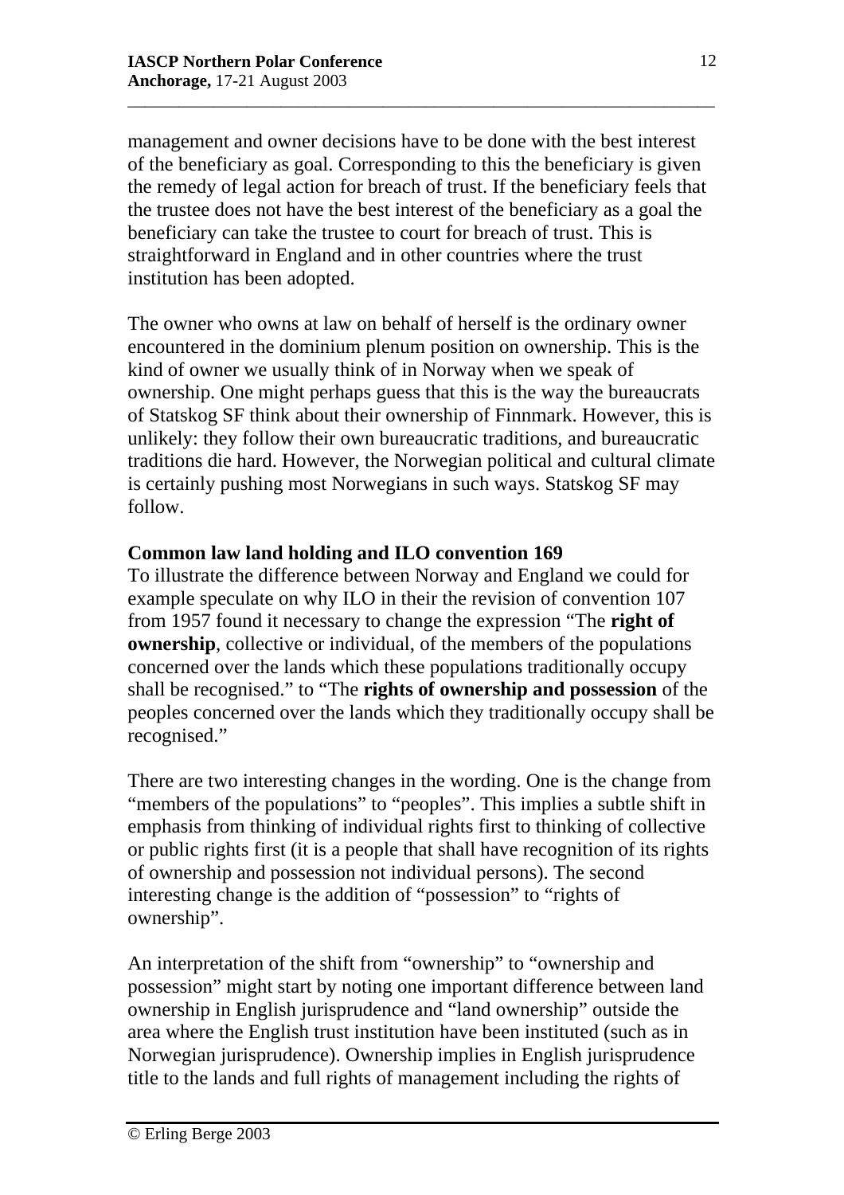management and owner decisions have to be done with the best interest of the beneficiary as goal. Corresponding to this the beneficiary is given the remedy of legal action for breach of trust. If the beneficiary feels that the trustee does not have the best interest of the beneficiary as a goal the beneficiary can take the trustee to court for breach of trust. This is straightforward in England and in other countries where the trust institution has been adopted.

The owner who owns at law on behalf of herself is the ordinary owner encountered in the dominium plenum position on ownership. This is the kind of owner we usually think of in Norway when we speak of ownership. One might perhaps guess that this is the way the bureaucrats of Statskog SF think about their ownership of Finnmark. However, this is unlikely: they follow their own bureaucratic traditions, and bureaucratic traditions die hard. However, the Norwegian political and cultural climate is certainly pushing most Norwegians in such ways. Statskog SF may follow.

**Common law land holding and ILO convention 169**

To illustrate the difference between Norway and England we could for example speculate on why ILO in their the revision of convention 107 from 1957 found it necessary to change the expression "The **right of ownership**, collective or individual, of the members of the populations concerned over the lands which these populations traditionally occupy shall be recognised." to "The **rights of ownership and possession** of the peoples concerned over the lands which they traditionally occupy shall be recognised."

There are two interesting changes in the wording. One is the change from "members of the populations" to "peoples". This implies a subtle shift in emphasis from thinking of individual rights first to thinking of collective or public rights first (it is a people that shall have recognition of its rights of ownership and possession not individual persons). The second interesting change is the addition of "possession" to "rights of ownership".

An interpretation of the shift from "ownership" to "ownership and possession" might start by noting one important difference between land ownership in English jurisprudence and "land ownership" outside the area where the English trust institution have been instituted (such as in Norwegian jurisprudence). Ownership implies in English jurisprudence title to the lands and full rights of management including the rights of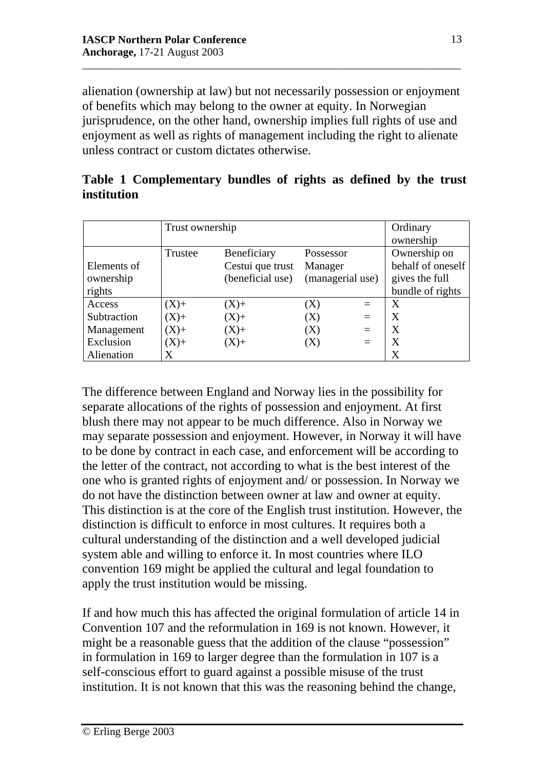alienation (ownership at law) but not necessarily possession or enjoyment of benefits which may belong to the owner at equity. In Norwegian jurisprudence, on the other hand, ownership implies full rights of use and enjoyment as well as rights of management including the right to alienate unless contract or custom dictates otherwise.

**Table 1 Complementary bundles of rights as defined by the trust institution**

| | Trust ownership | | | | Ordinary ownership |
|---|---|---|---|---|---|
| Elements of ownership rights | Trustee | Beneficiary Cestui que trust (beneficial use) | Possessor Manager (managerial use) | | Ownership on behalf of oneself gives the full bundle of rights |
| Access | (X)+ | (X)+ | (X) | = | X |
| Subtraction | (X)+ | (X)+ | (X) | = | X |
| Management | (X)+ | (X)+ | (X) | = | X |
| Exclusion | (X)+ | (X)+ | (X) | = | X |
| Alienation | X | | | | X |

The difference between England and Norway lies in the possibility for separate allocations of the rights of possession and enjoyment. At first blush there may not appear to be much difference. Also in Norway we may separate possession and enjoyment. However, in Norway it will have to be done by contract in each case, and enforcement will be according to the letter of the contract, not according to what is the best interest of the one who is granted rights of enjoyment and/ or possession. In Norway we do not have the distinction between owner at law and owner at equity. This distinction is at the core of the English trust institution. However, the distinction is difficult to enforce in most cultures. It requires both a cultural understanding of the distinction and a well developed judicial system able and willing to enforce it. In most countries where ILO convention 169 might be applied the cultural and legal foundation to apply the trust institution would be missing.

If and how much this has affected the original formulation of article 14 in Convention 107 and the reformulation in 169 is not known. However, it might be a reasonable guess that the addition of the clause "possession" in formulation in 169 to larger degree than the formulation in 107 is a self-conscious effort to guard against a possible misuse of the trust institution. It is not known that this was the reasoning behind the change,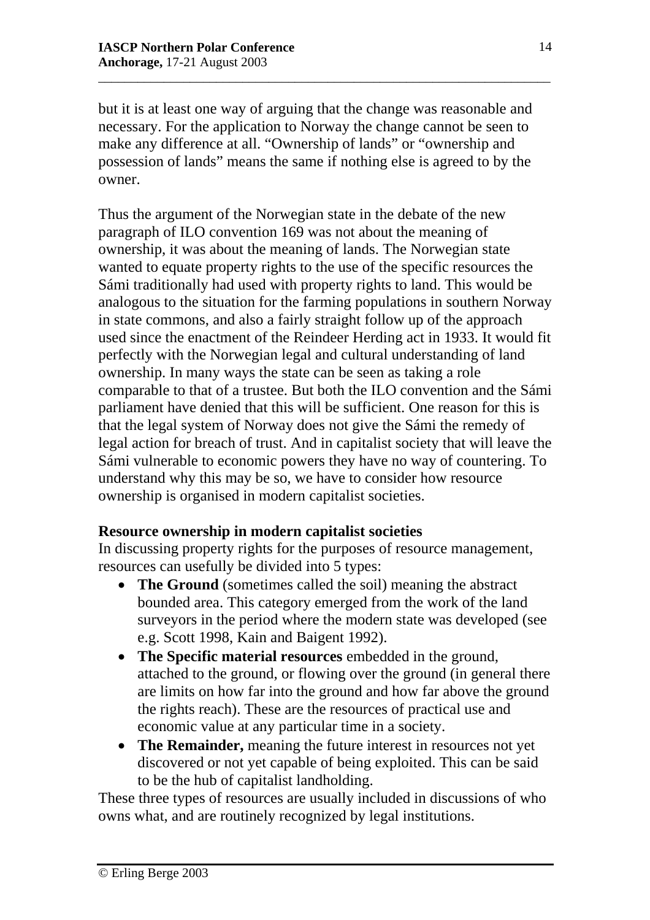but it is at least one way of arguing that the change was reasonable and necessary. For the application to Norway the change cannot be seen to make any difference at all. "Ownership of lands" or "ownership and possession of lands" means the same if nothing else is agreed to by the owner.

Thus the argument of the Norwegian state in the debate of the new paragraph of ILO convention 169 was not about the meaning of ownership, it was about the meaning of lands. The Norwegian state wanted to equate property rights to the use of the specific resources the Sámi traditionally had used with property rights to land. This would be analogous to the situation for the farming populations in southern Norway in state commons, and also a fairly straight follow up of the approach used since the enactment of the Reindeer Herding act in 1933. It would fit perfectly with the Norwegian legal and cultural understanding of land ownership. In many ways the state can be seen as taking a role comparable to that of a trustee. But both the ILO convention and the Sámi parliament have denied that this will be sufficient. One reason for this is that the legal system of Norway does not give the Sámi the remedy of legal action for breach of trust. And in capitalist society that will leave the Sámi vulnerable to economic powers they have no way of countering. To understand why this may be so, we have to consider how resource ownership is organised in modern capitalist societies.

### Resource ownership in modern capitalist societies

In discussing property rights for the purposes of resource management, resources can usefully be divided into 5 types:

- **The Ground** (sometimes called the soil) meaning the abstract bounded area. This category emerged from the work of the land surveyors in the period where the modern state was developed (see e.g. Scott 1998, Kain and Baigent 1992).
- **The Specific material resources** embedded in the ground, attached to the ground, or flowing over the ground (in general there are limits on how far into the ground and how far above the ground the rights reach). These are the resources of practical use and economic value at any particular time in a society.
- **The Remainder,** meaning the future interest in resources not yet discovered or not yet capable of being exploited. This can be said to be the hub of capitalist landholding.

These three types of resources are usually included in discussions of who owns what, and are routinely recognized by legal institutions.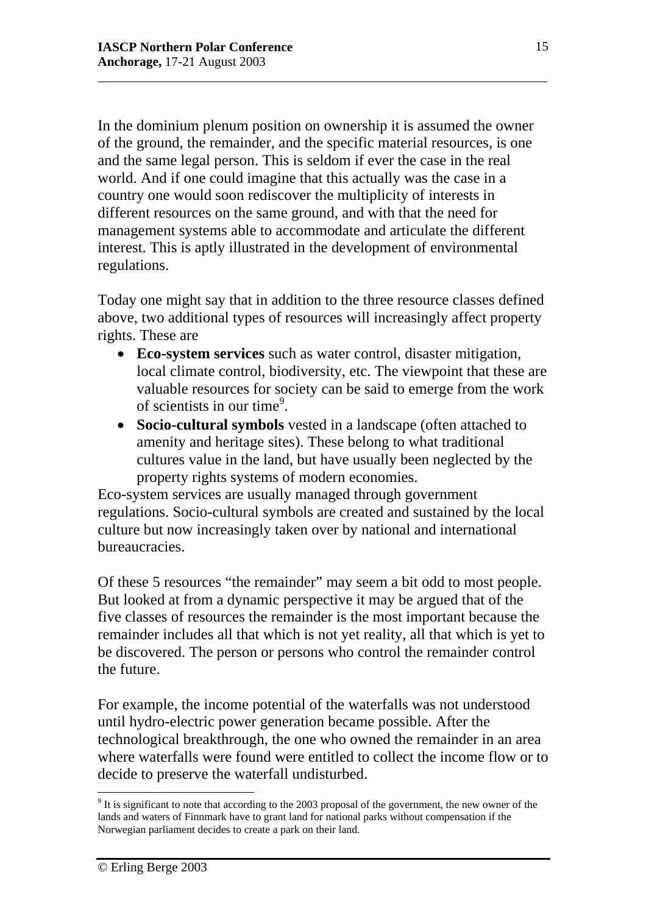In the dominium plenum position on ownership it is assumed the owner of the ground, the remainder, and the specific material resources, is one and the same legal person. This is seldom if ever the case in the real world. And if one could imagine that this actually was the case in a country one would soon rediscover the multiplicity of interests in different resources on the same ground, and with that the need for management systems able to accommodate and articulate the different interest. This is aptly illustrated in the development of environmental regulations.

Today one might say that in addition to the three resource classes defined above, two additional types of resources will increasingly affect property rights. These are

- **Eco-system services** such as water control, disaster mitigation, local climate control, biodiversity, etc. The viewpoint that these are valuable resources for society can be said to emerge from the work of scientists in our time[9].
- **Socio-cultural symbols** vested in a landscape (often attached to amenity and heritage sites). These belong to what traditional cultures value in the land, but have usually been neglected by the property rights systems of modern economies.

Eco-system services are usually managed through government regulations. Socio-cultural symbols are created and sustained by the local culture but now increasingly taken over by national and international bureaucracies.

Of these 5 resources "the remainder" may seem a bit odd to most people. But looked at from a dynamic perspective it may be argued that of the five classes of resources the remainder is the most important because the remainder includes all that which is not yet reality, all that which is yet to be discovered. The person or persons who control the remainder control the future.

For example, the income potential of the waterfalls was not understood until hydro-electric power generation became possible. After the technological breakthrough, the one who owned the remainder in an area where waterfalls were found were entitled to collect the income flow or to decide to preserve the waterfall undisturbed.

---

[9] It is significant to note that according to the 2003 proposal of the government, the new owner of the lands and waters of Finnmark have to grant land for national parks without compensation if the Norwegian parliament decides to create a park on their land.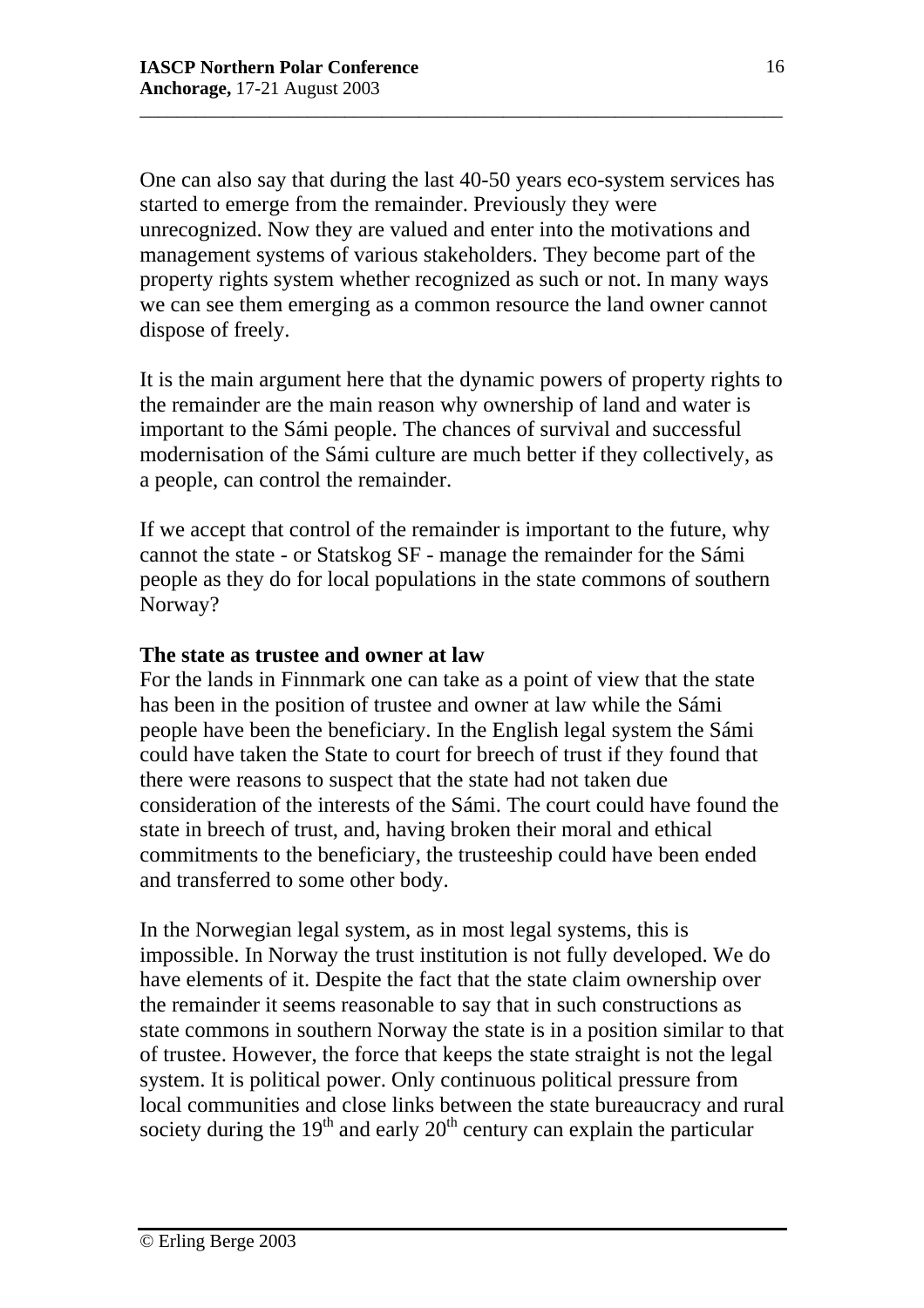One can also say that during the last 40-50 years eco-system services has started to emerge from the remainder. Previously they were unrecognized. Now they are valued and enter into the motivations and management systems of various stakeholders. They become part of the property rights system whether recognized as such or not. In many ways we can see them emerging as a common resource the land owner cannot dispose of freely.

It is the main argument here that the dynamic powers of property rights to the remainder are the main reason why ownership of land and water is important to the Sámi people. The chances of survival and successful modernisation of the Sámi culture are much better if they collectively, as a people, can control the remainder.

If we accept that control of the remainder is important to the future, why cannot the state - or Statskog SF - manage the remainder for the Sámi people as they do for local populations in the state commons of southern Norway?

**The state as trustee and owner at law**

For the lands in Finnmark one can take as a point of view that the state has been in the position of trustee and owner at law while the Sámi people have been the beneficiary. In the English legal system the Sámi could have taken the State to court for breech of trust if they found that there were reasons to suspect that the state had not taken due consideration of the interests of the Sámi. The court could have found the state in breech of trust, and, having broken their moral and ethical commitments to the beneficiary, the trusteeship could have been ended and transferred to some other body.

In the Norwegian legal system, as in most legal systems, this is impossible. In Norway the trust institution is not fully developed. We do have elements of it. Despite the fact that the state claim ownership over the remainder it seems reasonable to say that in such constructions as state commons in southern Norway the state is in a position similar to that of trustee. However, the force that keeps the state straight is not the legal system. It is political power. Only continuous political pressure from local communities and close links between the state bureaucracy and rural society during the 19th and early 20th century can explain the particular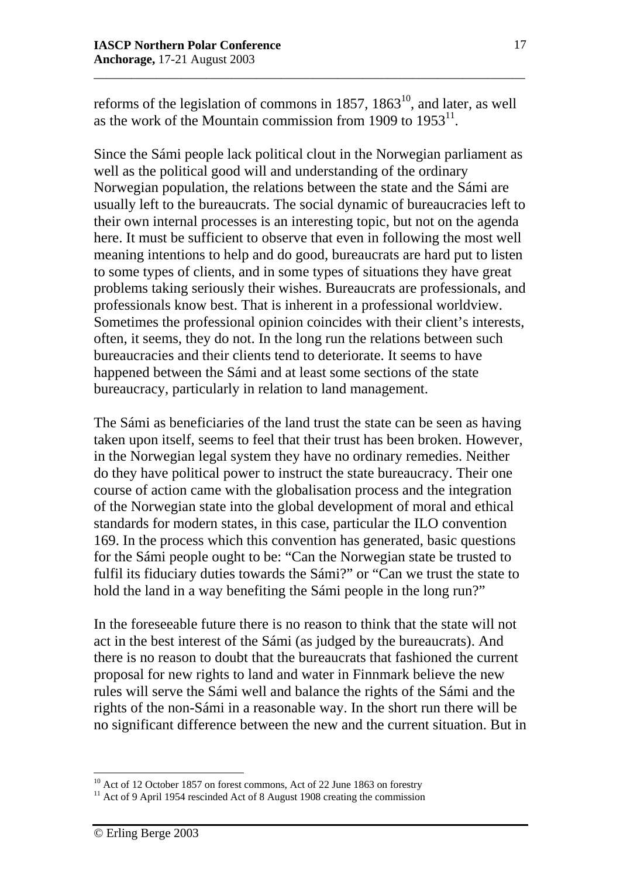reforms of the legislation of commons in 1857, 1863[10], and later, as well as the work of the Mountain commission from 1909 to 1953[11].

Since the Sámi people lack political clout in the Norwegian parliament as well as the political good will and understanding of the ordinary Norwegian population, the relations between the state and the Sámi are usually left to the bureaucrats. The social dynamic of bureaucracies left to their own internal processes is an interesting topic, but not on the agenda here. It must be sufficient to observe that even in following the most well meaning intentions to help and do good, bureaucrats are hard put to listen to some types of clients, and in some types of situations they have great problems taking seriously their wishes. Bureaucrats are professionals, and professionals know best. That is inherent in a professional worldview. Sometimes the professional opinion coincides with their client's interests, often, it seems, they do not. In the long run the relations between such bureaucracies and their clients tend to deteriorate. It seems to have happened between the Sámi and at least some sections of the state bureaucracy, particularly in relation to land management.

The Sámi as beneficiaries of the land trust the state can be seen as having taken upon itself, seems to feel that their trust has been broken. However, in the Norwegian legal system they have no ordinary remedies. Neither do they have political power to instruct the state bureaucracy. Their one course of action came with the globalisation process and the integration of the Norwegian state into the global development of moral and ethical standards for modern states, in this case, particular the ILO convention 169. In the process which this convention has generated, basic questions for the Sámi people ought to be: "Can the Norwegian state be trusted to fulfil its fiduciary duties towards the Sámi?" or "Can we trust the state to hold the land in a way benefiting the Sámi people in the long run?"

In the foreseeable future there is no reason to think that the state will not act in the best interest of the Sámi (as judged by the bureaucrats). And there is no reason to doubt that the bureaucrats that fashioned the current proposal for new rights to land and water in Finnmark believe the new rules will serve the Sámi well and balance the rights of the Sámi and the rights of the non-Sámi in a reasonable way. In the short run there will be no significant difference between the new and the current situation. But in

[10] Act of 12 October 1857 on forest commons, Act of 22 June 1863 on forestry

[11] Act of 9 April 1954 rescinded Act of 8 August 1908 creating the commission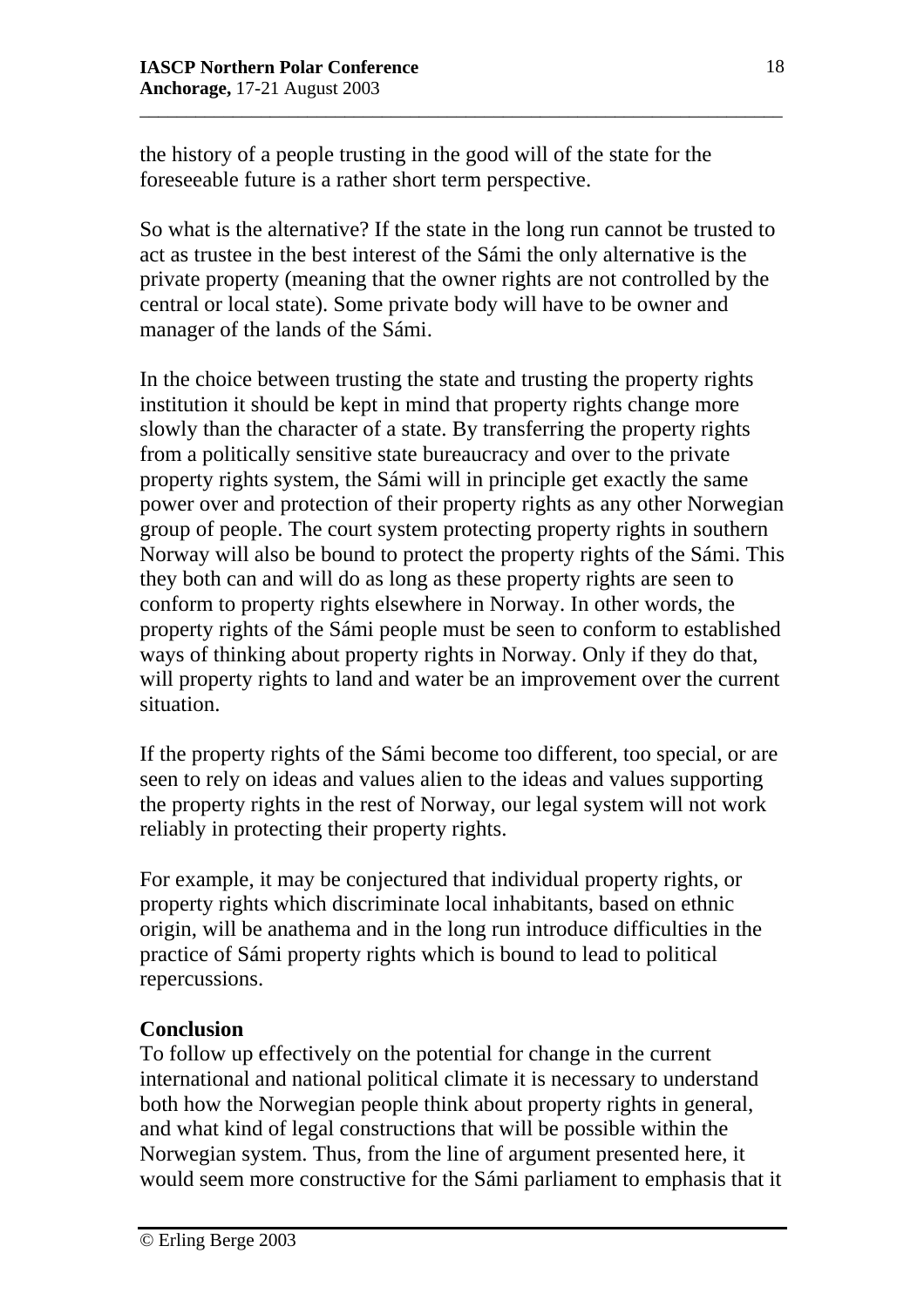the history of a people trusting in the good will of the state for the foreseeable future is a rather short term perspective.

So what is the alternative? If the state in the long run cannot be trusted to act as trustee in the best interest of the Sámi the only alternative is the private property (meaning that the owner rights are not controlled by the central or local state). Some private body will have to be owner and manager of the lands of the Sámi.

In the choice between trusting the state and trusting the property rights institution it should be kept in mind that property rights change more slowly than the character of a state. By transferring the property rights from a politically sensitive state bureaucracy and over to the private property rights system, the Sámi will in principle get exactly the same power over and protection of their property rights as any other Norwegian group of people. The court system protecting property rights in southern Norway will also be bound to protect the property rights of the Sámi. This they both can and will do as long as these property rights are seen to conform to property rights elsewhere in Norway. In other words, the property rights of the Sámi people must be seen to conform to established ways of thinking about property rights in Norway. Only if they do that, will property rights to land and water be an improvement over the current situation.

If the property rights of the Sámi become too different, too special, or are seen to rely on ideas and values alien to the ideas and values supporting the property rights in the rest of Norway, our legal system will not work reliably in protecting their property rights.

For example, it may be conjectured that individual property rights, or property rights which discriminate local inhabitants, based on ethnic origin, will be anathema and in the long run introduce difficulties in the practice of Sámi property rights which is bound to lead to political repercussions.

**Conclusion**

To follow up effectively on the potential for change in the current international and national political climate it is necessary to understand both how the Norwegian people think about property rights in general, and what kind of legal constructions that will be possible within the Norwegian system. Thus, from the line of argument presented here, it would seem more constructive for the Sámi parliament to emphasis that it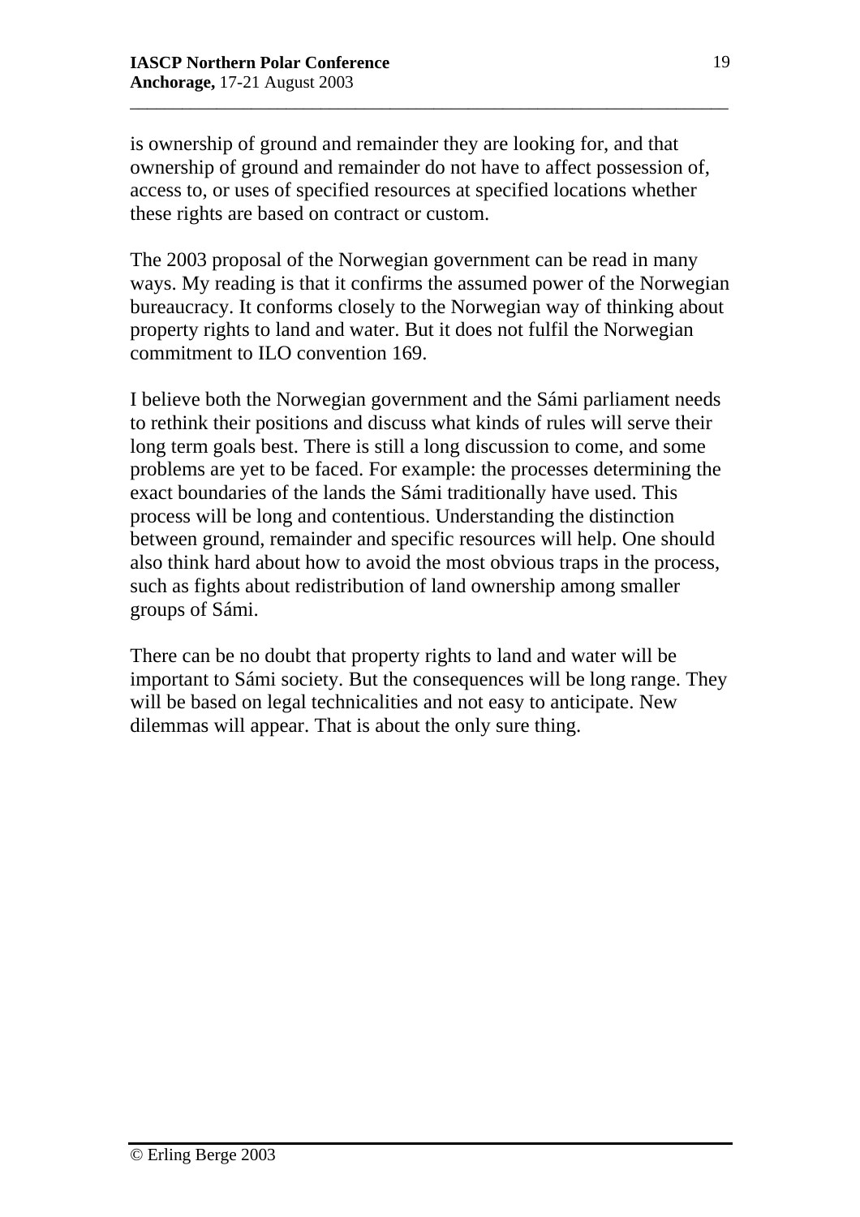is ownership of ground and remainder they are looking for, and that ownership of ground and remainder do not have to affect possession of, access to, or uses of specified resources at specified locations whether these rights are based on contract or custom.

The 2003 proposal of the Norwegian government can be read in many ways. My reading is that it confirms the assumed power of the Norwegian bureaucracy. It conforms closely to the Norwegian way of thinking about property rights to land and water. But it does not fulfil the Norwegian commitment to ILO convention 169.

I believe both the Norwegian government and the Sámi parliament needs to rethink their positions and discuss what kinds of rules will serve their long term goals best. There is still a long discussion to come, and some problems are yet to be faced. For example: the processes determining the exact boundaries of the lands the Sámi traditionally have used. This process will be long and contentious. Understanding the distinction between ground, remainder and specific resources will help. One should also think hard about how to avoid the most obvious traps in the process, such as fights about redistribution of land ownership among smaller groups of Sámi.

There can be no doubt that property rights to land and water will be important to Sámi society. But the consequences will be long range. They will be based on legal technicalities and not easy to anticipate. New dilemmas will appear. That is about the only sure thing.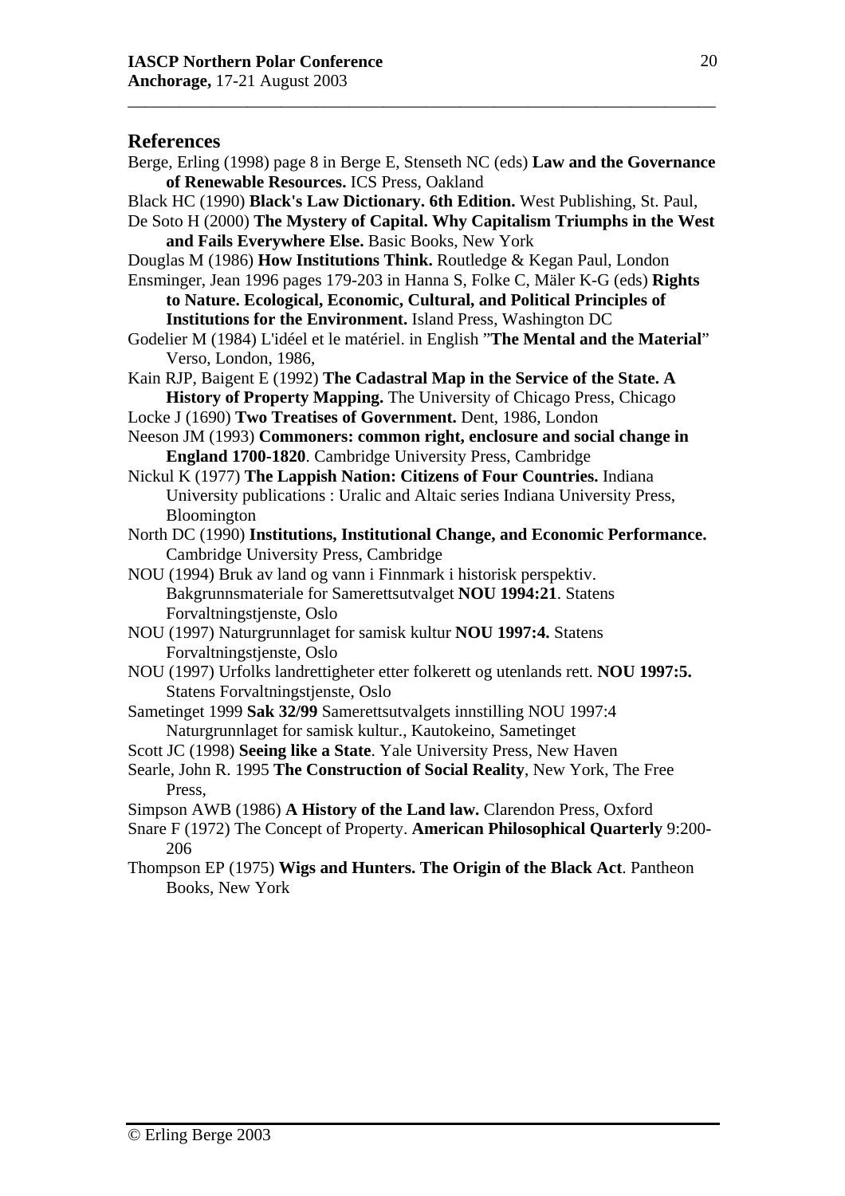## References

Berge, Erling (1998) page 8 in Berge E, Stenseth NC (eds) **Law and the Governance of Renewable Resources.** ICS Press, Oakland

Black HC (1990) **Black's Law Dictionary. 6th Edition.** West Publishing, St. Paul,

De Soto H (2000) **The Mystery of Capital. Why Capitalism Triumphs in the West and Fails Everywhere Else.** Basic Books, New York

Douglas M (1986) **How Institutions Think.** Routledge & Kegan Paul, London

Ensminger, Jean 1996 pages 179-203 in Hanna S, Folke C, Mäler K-G (eds) **Rights to Nature. Ecological, Economic, Cultural, and Political Principles of Institutions for the Environment.** Island Press, Washington DC

Godelier M (1984) L'idéel et le matériel. in English "**The Mental and the Material**" Verso, London, 1986,

Kain RJP, Baigent E (1992) **The Cadastral Map in the Service of the State. A History of Property Mapping.** The University of Chicago Press, Chicago

Locke J (1690) **Two Treatises of Government.** Dent, 1986, London

Neeson JM (1993) **Commoners: common right, enclosure and social change in England 1700-1820**. Cambridge University Press, Cambridge

Nickul K (1977) **The Lappish Nation: Citizens of Four Countries.** Indiana University publications : Uralic and Altaic series Indiana University Press, Bloomington

North DC (1990) **Institutions, Institutional Change, and Economic Performance.** Cambridge University Press, Cambridge

NOU (1994) Bruk av land og vann i Finnmark i historisk perspektiv. Bakgrunnsmateriale for Samerettsutvalget **NOU 1994:21**. Statens Forvaltningstjenste, Oslo

NOU (1997) Naturgrunnlaget for samisk kultur **NOU 1997:4.** Statens Forvaltningstjenste, Oslo

NOU (1997) Urfolks landrettigheter etter folkerett og utenlands rett. **NOU 1997:5.** Statens Forvaltningstjenste, Oslo

Sametinget 1999 **Sak 32/99** Samerettsutvalgets innstilling NOU 1997:4 Naturgrunnlaget for samisk kultur., Kautokeino, Sametinget

Scott JC (1998) **Seeing like a State**. Yale University Press, New Haven

Searle, John R. 1995 **The Construction of Social Reality**, New York, The Free Press,

Simpson AWB (1986) **A History of the Land law.** Clarendon Press, Oxford

Snare F (1972) The Concept of Property. **American Philosophical Quarterly** 9:200-206

Thompson EP (1975) **Wigs and Hunters. The Origin of the Black Act**. Pantheon Books, New York